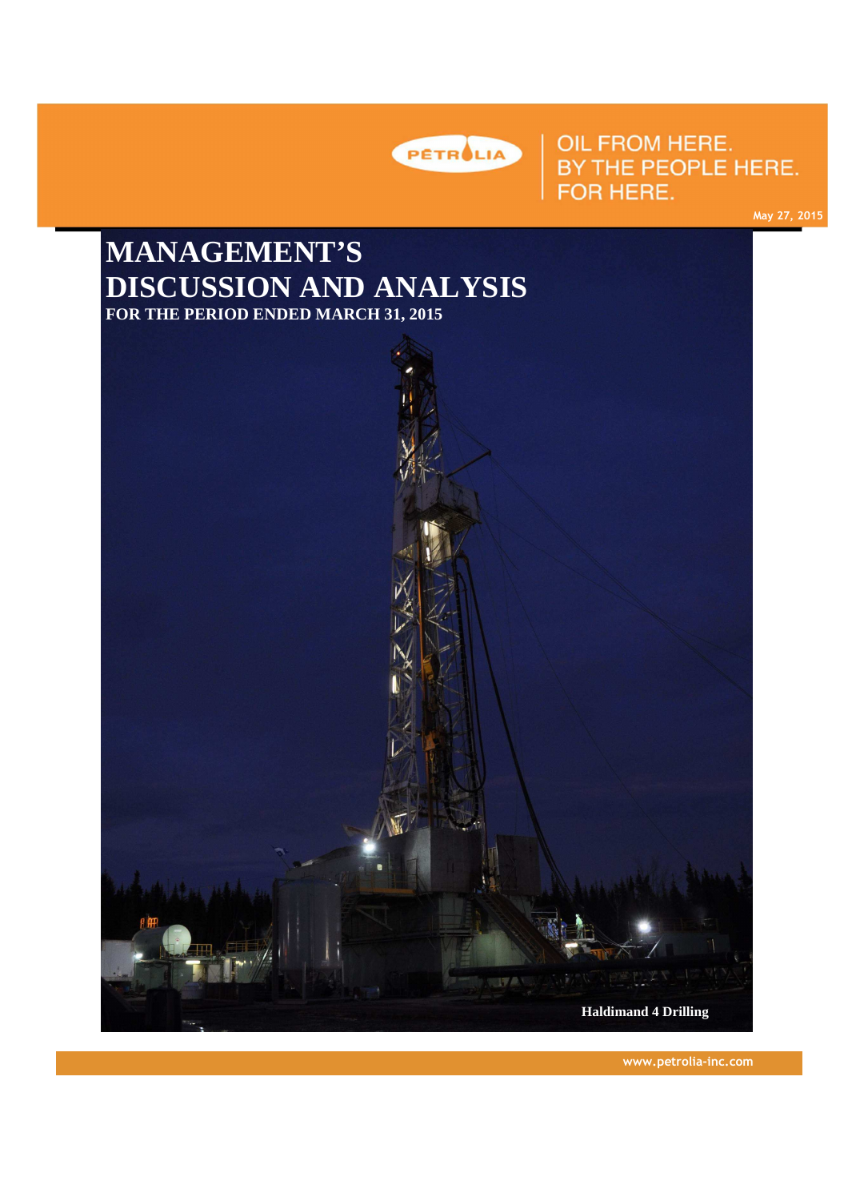PÉTROLIA

OIL FROM HERE.
BY THE PEOPLE HERE.
FOR HERE.

May 27, 2015

# MANAGEMENT'S DISCUSSION AND ANALYSIS

**FOR THE PERIOD ENDED MARCH 31, 2015**

Haldimand 4 Drilling

www.petrolia-inc.com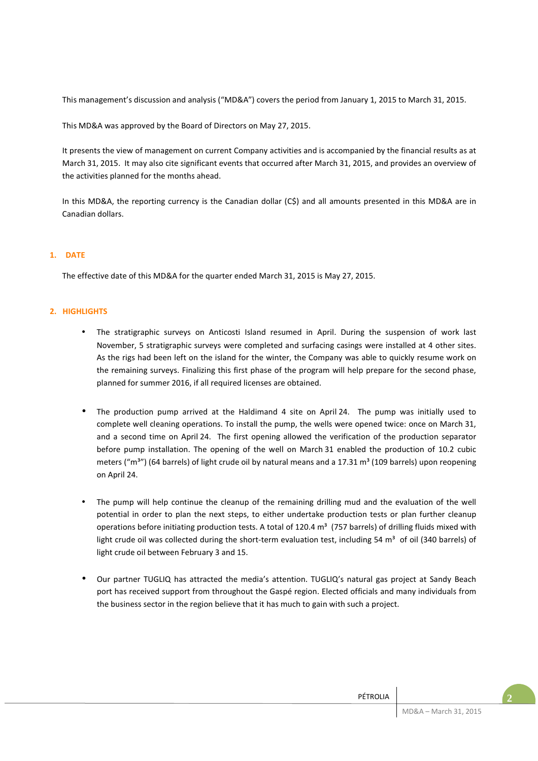This management's discussion and analysis ("MD&A") covers the period from January 1, 2015 to March 31, 2015.

This MD&A was approved by the Board of Directors on May 27, 2015.

It presents the view of management on current Company activities and is accompanied by the financial results as at March 31, 2015. It may also cite significant events that occurred after March 31, 2015, and provides an overview of the activities planned for the months ahead.

In this MD&A, the reporting currency is the Canadian dollar (C$) and all amounts presented in this MD&A are in Canadian dollars.

## 1. DATE

The effective date of this MD&A for the quarter ended March 31, 2015 is May 27, 2015.

## 2. HIGHLIGHTS

- The stratigraphic surveys on Anticosti Island resumed in April. During the suspension of work last November, 5 stratigraphic surveys were completed and surfacing casings were installed at 4 other sites. As the rigs had been left on the island for the winter, the Company was able to quickly resume work on the remaining surveys. Finalizing this first phase of the program will help prepare for the second phase, planned for summer 2016, if all required licenses are obtained.

- The production pump arrived at the Haldimand 4 site on April 24. The pump was initially used to complete well cleaning operations. To install the pump, the wells were opened twice: once on March 31, and a second time on April 24. The first opening allowed the verification of the production separator before pump installation. The opening of the well on March 31 enabled the production of 10.2 cubic meters ("$m^3$") (64 barrels) of light crude oil by natural means and a 17.31 $m^3$ (109 barrels) upon reopening on April 24.

- The pump will help continue the cleanup of the remaining drilling mud and the evaluation of the well potential in order to plan the next steps, to either undertake production tests or plan further cleanup operations before initiating production tests. A total of 120.4 $m^3$ (757 barrels) of drilling fluids mixed with light crude oil was collected during the short-term evaluation test, including 54 $m^3$ of oil (340 barrels) of light crude oil between February 3 and 15.

- Our partner TUGLIQ has attracted the media's attention. TUGLIQ's natural gas project at Sandy Beach port has received support from throughout the Gaspé region. Elected officials and many individuals from the business sector in the region believe that it has much to gain with such a project.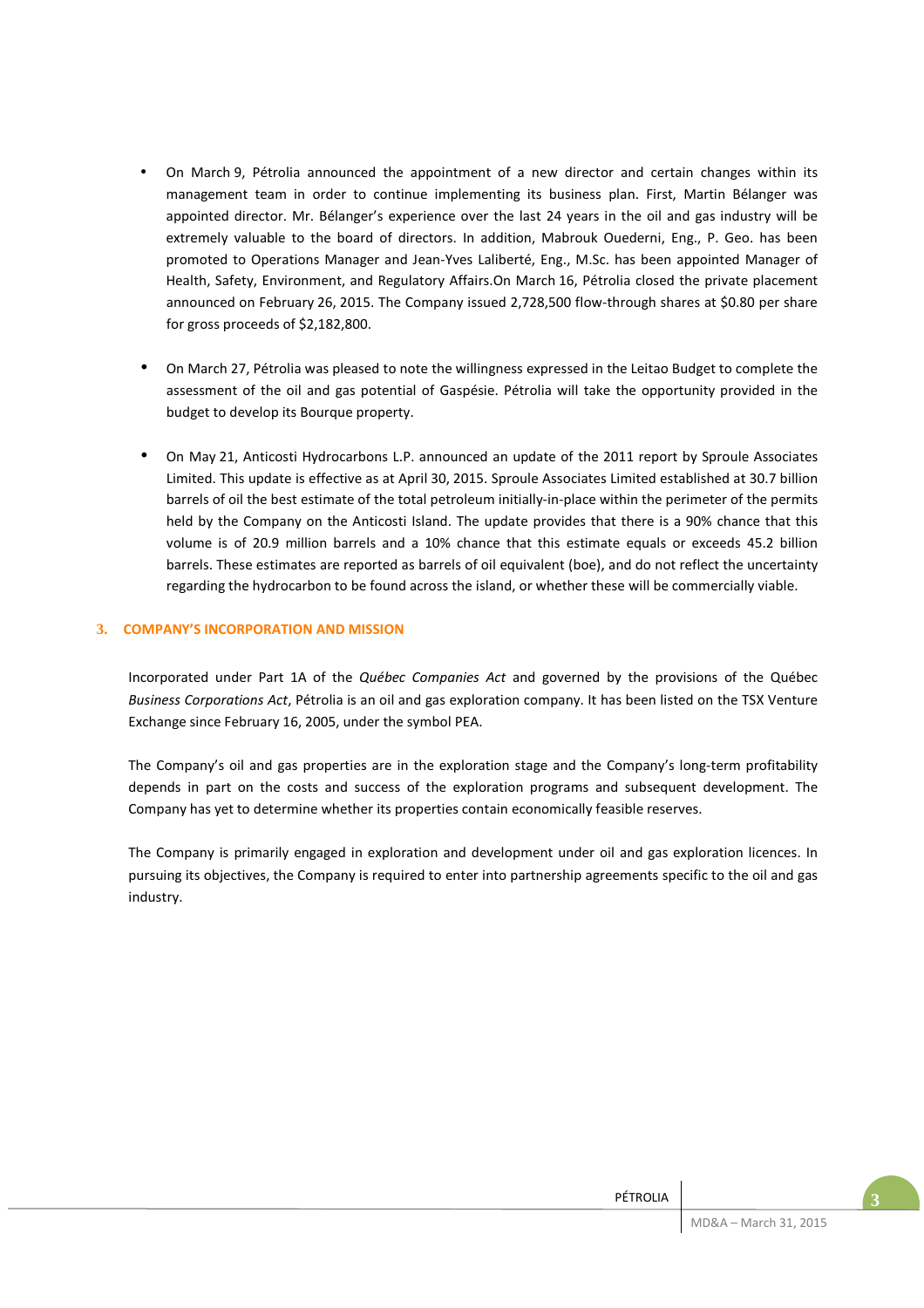- On March 9, Pétrolia announced the appointment of a new director and certain changes within its management team in order to continue implementing its business plan. First, Martin Bélanger was appointed director. Mr. Bélanger's experience over the last 24 years in the oil and gas industry will be extremely valuable to the board of directors. In addition, Mabrouk Ouederni, Eng., P. Geo. has been promoted to Operations Manager and Jean-Yves Laliberté, Eng., M.Sc. has been appointed Manager of Health, Safety, Environment, and Regulatory Affairs.On March 16, Pétrolia closed the private placement announced on February 26, 2015. The Company issued 2,728,500 flow-through shares at $0.80 per share for gross proceeds of $2,182,800.

- On March 27, Pétrolia was pleased to note the willingness expressed in the Leitao Budget to complete the assessment of the oil and gas potential of Gaspésie. Pétrolia will take the opportunity provided in the budget to develop its Bourque property.

- On May 21, Anticosti Hydrocarbons L.P. announced an update of the 2011 report by Sproule Associates Limited. This update is effective as at April 30, 2015. Sproule Associates Limited established at 30.7 billion barrels of oil the best estimate of the total petroleum initially-in-place within the perimeter of the permits held by the Company on the Anticosti Island. The update provides that there is a 90% chance that this volume is of 20.9 million barrels and a 10% chance that this estimate equals or exceeds 45.2 billion barrels. These estimates are reported as barrels of oil equivalent (boe), and do not reflect the uncertainty regarding the hydrocarbon to be found across the island, or whether these will be commercially viable.

## 3. COMPANY'S INCORPORATION AND MISSION

Incorporated under Part 1A of the *Québec Companies Act* and governed by the provisions of the Québec *Business Corporations Act*, Pétrolia is an oil and gas exploration company. It has been listed on the TSX Venture Exchange since February 16, 2005, under the symbol PEA.

The Company's oil and gas properties are in the exploration stage and the Company's long-term profitability depends in part on the costs and success of the exploration programs and subsequent development. The Company has yet to determine whether its properties contain economically feasible reserves.

The Company is primarily engaged in exploration and development under oil and gas exploration licences. In pursuing its objectives, the Company is required to enter into partnership agreements specific to the oil and gas industry.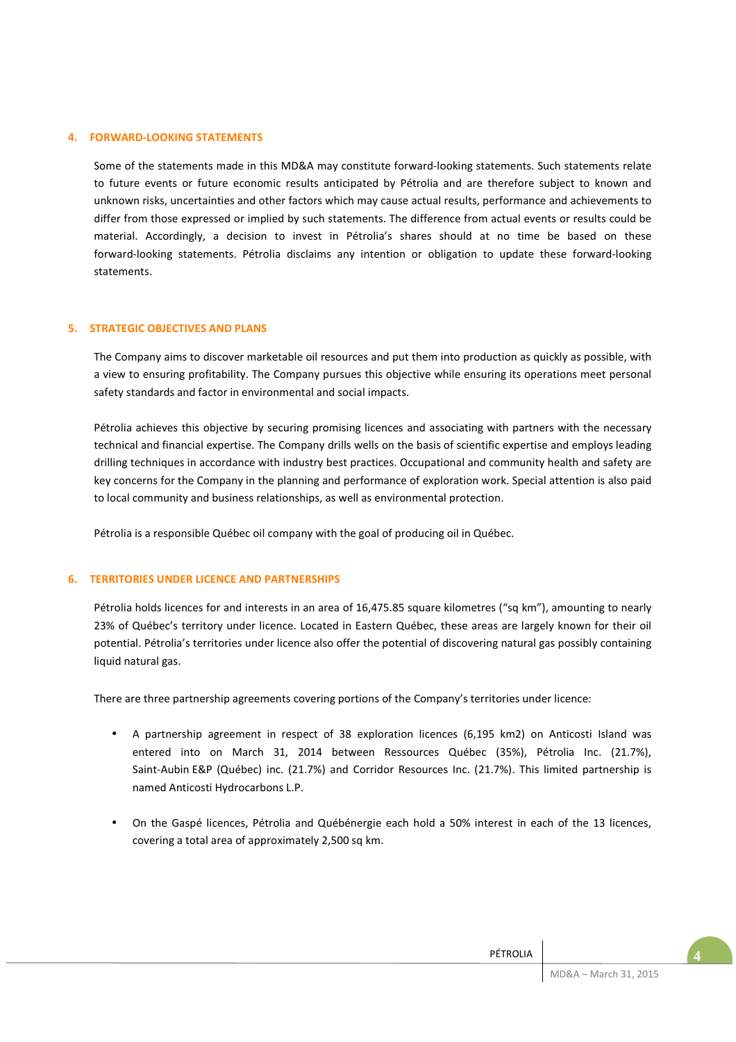## 4. FORWARD-LOOKING STATEMENTS

Some of the statements made in this MD&A may constitute forward-looking statements. Such statements relate to future events or future economic results anticipated by Pétrolia and are therefore subject to known and unknown risks, uncertainties and other factors which may cause actual results, performance and achievements to differ from those expressed or implied by such statements. The difference from actual events or results could be material. Accordingly, a decision to invest in Pétrolia's shares should at no time be based on these forward-looking statements. Pétrolia disclaims any intention or obligation to update these forward-looking statements.

## 5. STRATEGIC OBJECTIVES AND PLANS

The Company aims to discover marketable oil resources and put them into production as quickly as possible, with a view to ensuring profitability. The Company pursues this objective while ensuring its operations meet personal safety standards and factor in environmental and social impacts.

Pétrolia achieves this objective by securing promising licences and associating with partners with the necessary technical and financial expertise. The Company drills wells on the basis of scientific expertise and employs leading drilling techniques in accordance with industry best practices. Occupational and community health and safety are key concerns for the Company in the planning and performance of exploration work. Special attention is also paid to local community and business relationships, as well as environmental protection.

Pétrolia is a responsible Québec oil company with the goal of producing oil in Québec.

## 6. TERRITORIES UNDER LICENCE AND PARTNERSHIPS

Pétrolia holds licences for and interests in an area of 16,475.85 square kilometres ("sq km"), amounting to nearly 23% of Québec's territory under licence. Located in Eastern Québec, these areas are largely known for their oil potential. Pétrolia's territories under licence also offer the potential of discovering natural gas possibly containing liquid natural gas.

There are three partnership agreements covering portions of the Company's territories under licence:

- A partnership agreement in respect of 38 exploration licences (6,195 km2) on Anticosti Island was entered into on March 31, 2014 between Ressources Québec (35%), Pétrolia Inc. (21.7%), Saint-Aubin E&P (Québec) inc. (21.7%) and Corridor Resources Inc. (21.7%). This limited partnership is named Anticosti Hydrocarbons L.P.

- On the Gaspé licences, Pétrolia and Québénergie each hold a 50% interest in each of the 13 licences, covering a total area of approximately 2,500 sq km.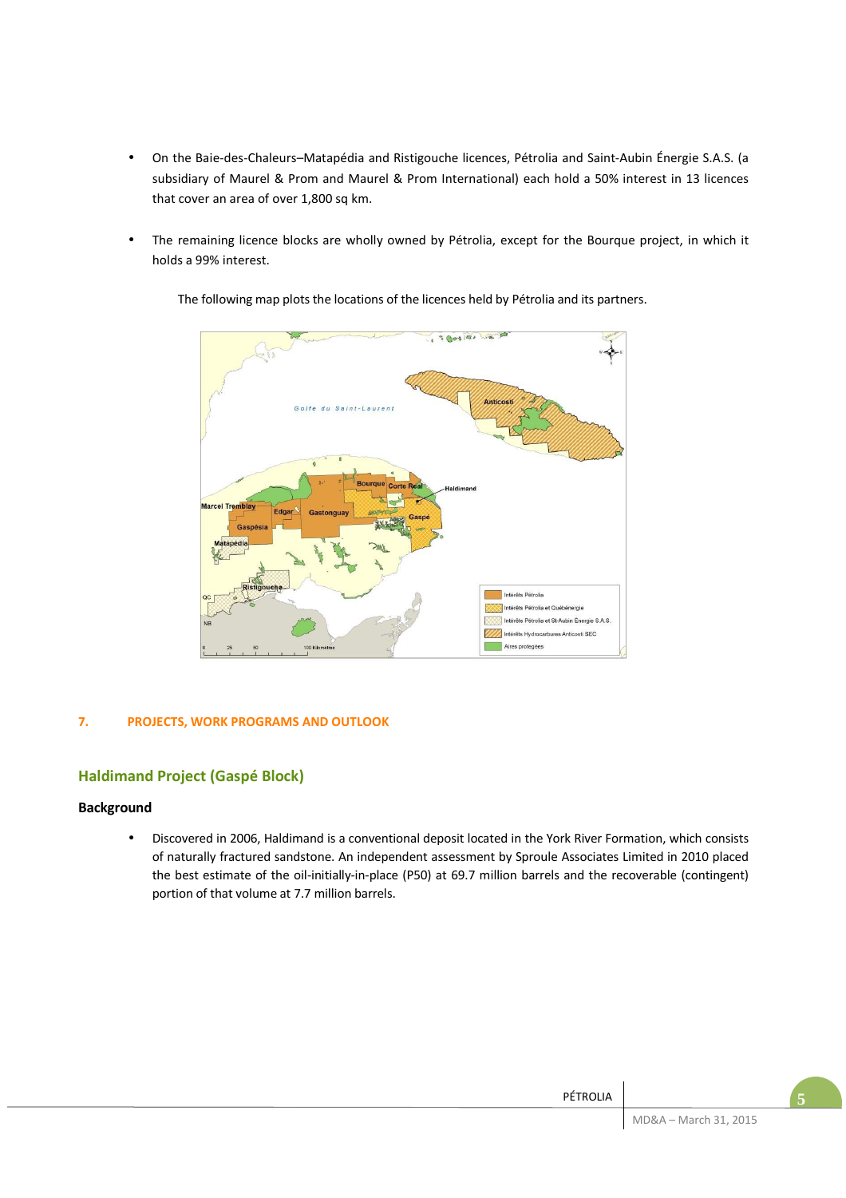- On the Baie-des-Chaleurs–Matapédia and Ristigouche licences, Pétrolia and Saint-Aubin Énergie S.A.S. (a subsidiary of Maurel & Prom and Maurel & Prom International) each hold a 50% interest in 13 licences that cover an area of over 1,800 sq km.

- The remaining licence blocks are wholly owned by Pétrolia, except for the Bourque project, in which it holds a 99% interest.

The following map plots the locations of the licences held by Pétrolia and its partners.

## 7. PROJECTS, WORK PROGRAMS AND OUTLOOK

## Haldimand Project (Gaspé Block)

### Background

- Discovered in 2006, Haldimand is a conventional deposit located in the York River Formation, which consists of naturally fractured sandstone. An independent assessment by Sproule Associates Limited in 2010 placed the best estimate of the oil-initially-in-place (P50) at 69.7 million barrels and the recoverable (contingent) portion of that volume at 7.7 million barrels.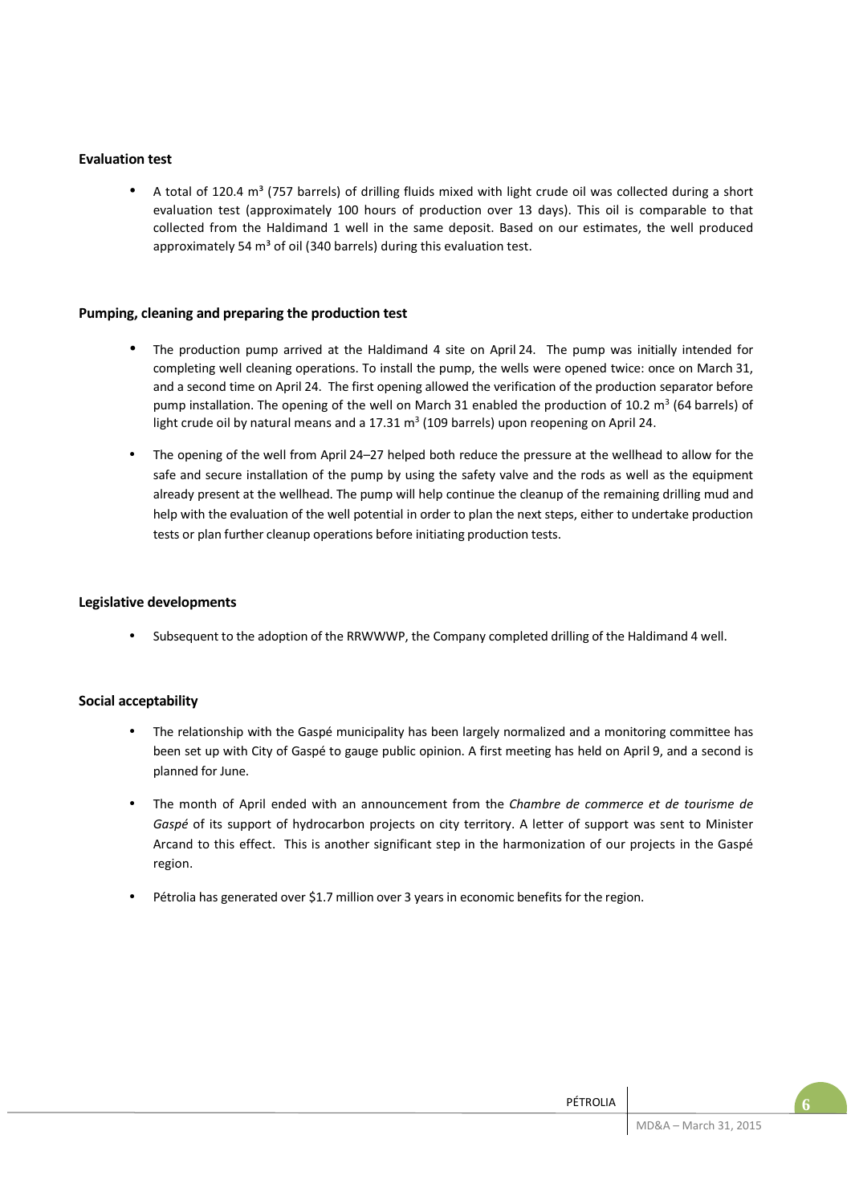**Evaluation test**

- A total of 120.4 m³ (757 barrels) of drilling fluids mixed with light crude oil was collected during a short evaluation test (approximately 100 hours of production over 13 days). This oil is comparable to that collected from the Haldimand 1 well in the same deposit. Based on our estimates, the well produced approximately 54 m³ of oil (340 barrels) during this evaluation test.

**Pumping, cleaning and preparing the production test**

- The production pump arrived at the Haldimand 4 site on April 24. The pump was initially intended for completing well cleaning operations. To install the pump, the wells were opened twice: once on March 31, and a second time on April 24. The first opening allowed the verification of the production separator before pump installation. The opening of the well on March 31 enabled the production of 10.2 $m^3$ (64 barrels) of light crude oil by natural means and a 17.31 $m^3$ (109 barrels) upon reopening on April 24.

- The opening of the well from April 24–27 helped both reduce the pressure at the wellhead to allow for the safe and secure installation of the pump by using the safety valve and the rods as well as the equipment already present at the wellhead. The pump will help continue the cleanup of the remaining drilling mud and help with the evaluation of the well potential in order to plan the next steps, either to undertake production tests or plan further cleanup operations before initiating production tests.

**Legislative developments**

- Subsequent to the adoption of the RRWWWP, the Company completed drilling of the Haldimand 4 well.

**Social acceptability**

- The relationship with the Gaspé municipality has been largely normalized and a monitoring committee has been set up with City of Gaspé to gauge public opinion. A first meeting has held on April 9, and a second is planned for June.

- The month of April ended with an announcement from the *Chambre de commerce et de tourisme de Gaspé* of its support of hydrocarbon projects on city territory. A letter of support was sent to Minister Arcand to this effect. This is another significant step in the harmonization of our projects in the Gaspé region.

- Pétrolia has generated over $1.7 million over 3 years in economic benefits for the region.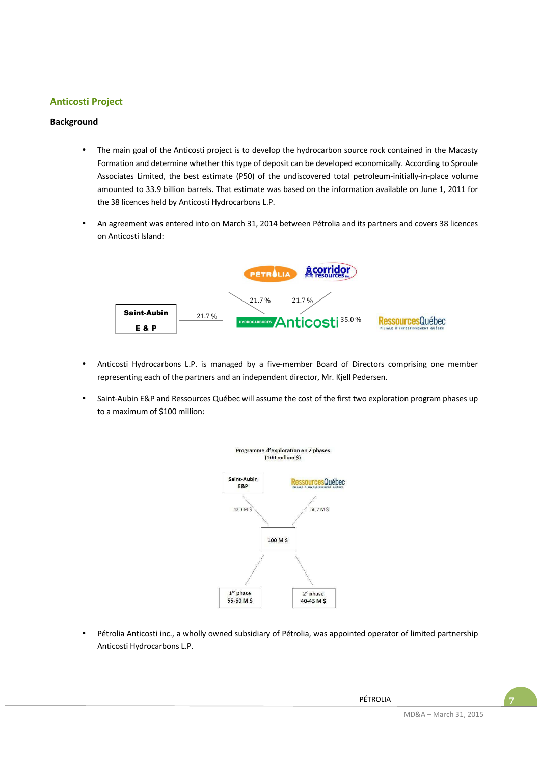## Anticosti Project

### Background

- The main goal of the Anticosti project is to develop the hydrocarbon source rock contained in the Macasty Formation and determine whether this type of deposit can be developed economically. According to Sproule Associates Limited, the best estimate (P50) of the undiscovered total petroleum-initially-in-place volume amounted to 33.9 billion barrels. That estimate was based on the information available on June 1, 2011 for the 38 licences held by Anticosti Hydrocarbons L.P.

- An agreement was entered into on March 31, 2014 between Pétrolia and its partners and covers 38 licences on Anticosti Island:

Pétrolia 21.7 %, Corridor Resources 21.7 %, Saint-Aubin E & P 21.7 %, Ressources Québec 35.0 % — Hydrocarbures Anticosti

- Anticosti Hydrocarbons L.P. is managed by a five-member Board of Directors comprising one member representing each of the partners and an independent director, Mr. Kjell Pedersen.

- Saint-Aubin E&P and Ressources Québec will assume the cost of the first two exploration program phases up to a maximum of $100 million:

Programme d'exploration en 2 phases (100 million $)

Saint-Aubin E&P: 43.3 M $; Ressources Québec: 56.7 M $ — Total: 100 M $

1re phase: 55-60 M $; 2e phase: 40-45 M $

- Pétrolia Anticosti inc., a wholly owned subsidiary of Pétrolia, was appointed operator of limited partnership Anticosti Hydrocarbons L.P.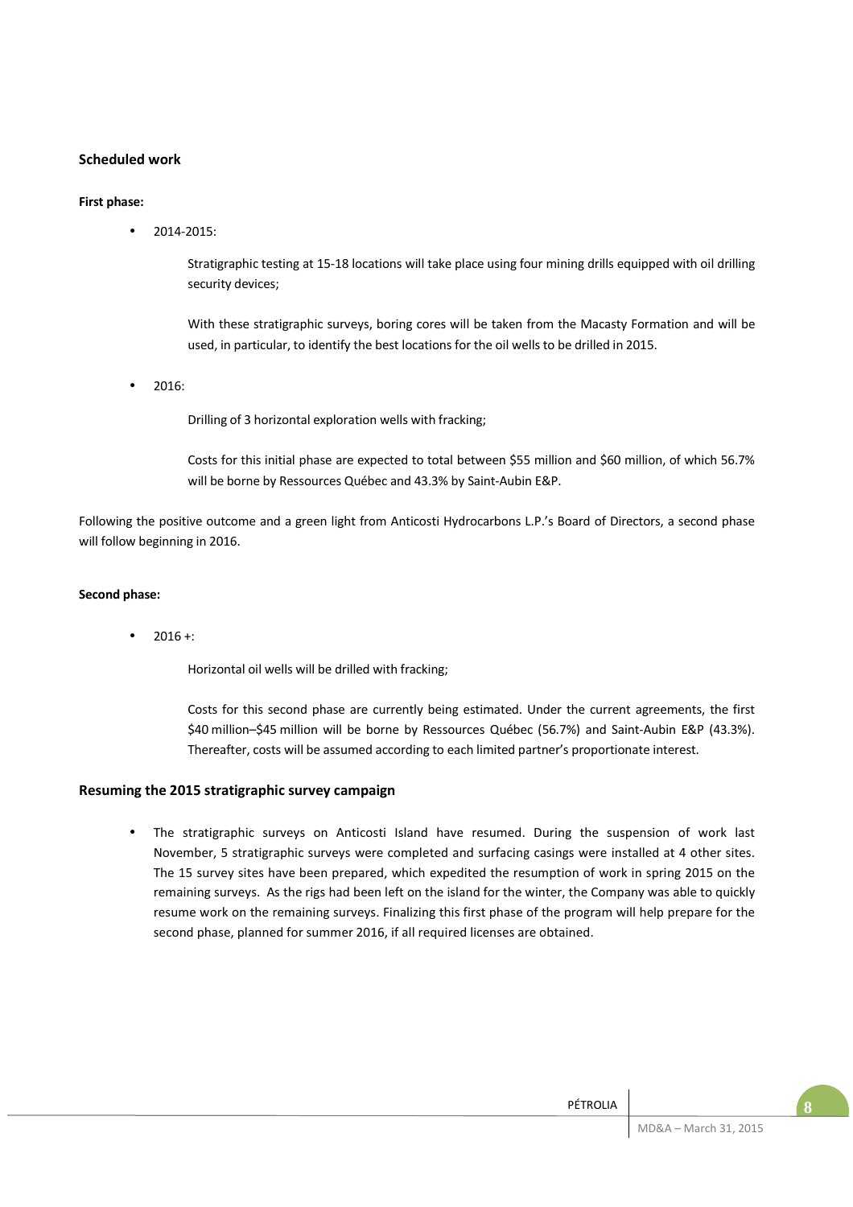## Scheduled work

**First phase:**

- 2014-2015:

  Stratigraphic testing at 15-18 locations will take place using four mining drills equipped with oil drilling security devices;

  With these stratigraphic surveys, boring cores will be taken from the Macasty Formation and will be used, in particular, to identify the best locations for the oil wells to be drilled in 2015.

- 2016:

  Drilling of 3 horizontal exploration wells with fracking;

  Costs for this initial phase are expected to total between \$55 million and \$60 million, of which 56.7% will be borne by Ressources Québec and 43.3% by Saint-Aubin E&P.

Following the positive outcome and a green light from Anticosti Hydrocarbons L.P.'s Board of Directors, a second phase will follow beginning in 2016.

**Second phase:**

- 2016 +:

  Horizontal oil wells will be drilled with fracking;

  Costs for this second phase are currently being estimated. Under the current agreements, the first \$40 million–\$45 million will be borne by Ressources Québec (56.7%) and Saint-Aubin E&P (43.3%). Thereafter, costs will be assumed according to each limited partner's proportionate interest.

## Resuming the 2015 stratigraphic survey campaign

- The stratigraphic surveys on Anticosti Island have resumed. During the suspension of work last November, 5 stratigraphic surveys were completed and surfacing casings were installed at 4 other sites. The 15 survey sites have been prepared, which expedited the resumption of work in spring 2015 on the remaining surveys. As the rigs had been left on the island for the winter, the Company was able to quickly resume work on the remaining surveys. Finalizing this first phase of the program will help prepare for the second phase, planned for summer 2016, if all required licenses are obtained.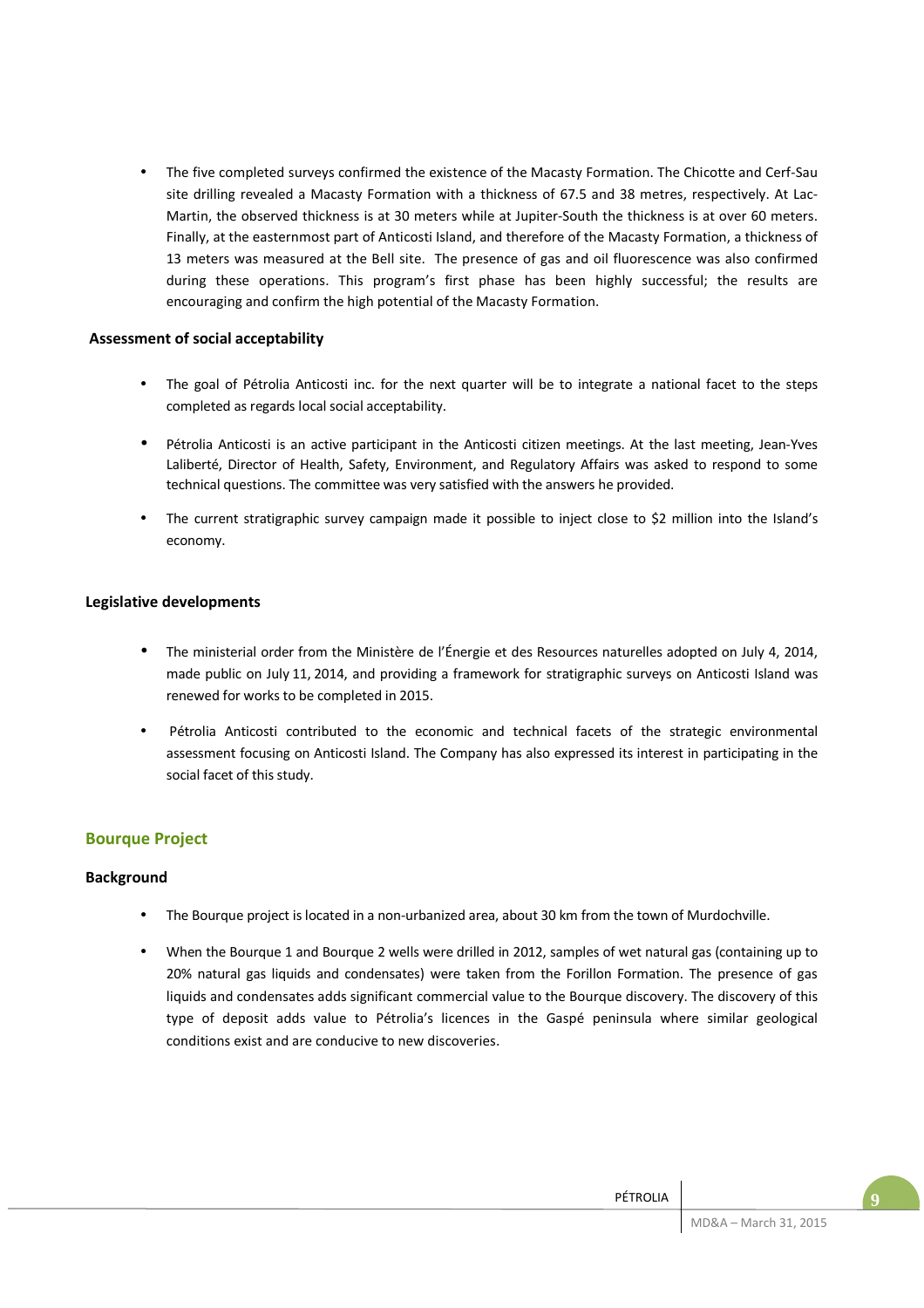- The five completed surveys confirmed the existence of the Macasty Formation. The Chicotte and Cerf-Sau site drilling revealed a Macasty Formation with a thickness of 67.5 and 38 metres, respectively. At Lac-Martin, the observed thickness is at 30 meters while at Jupiter-South the thickness is at over 60 meters. Finally, at the easternmost part of Anticosti Island, and therefore of the Macasty Formation, a thickness of 13 meters was measured at the Bell site. The presence of gas and oil fluorescence was also confirmed during these operations. This program's first phase has been highly successful; the results are encouraging and confirm the high potential of the Macasty Formation.

**Assessment of social acceptability**

- The goal of Pétrolia Anticosti inc. for the next quarter will be to integrate a national facet to the steps completed as regards local social acceptability.
- Pétrolia Anticosti is an active participant in the Anticosti citizen meetings. At the last meeting, Jean-Yves Laliberté, Director of Health, Safety, Environment, and Regulatory Affairs was asked to respond to some technical questions. The committee was very satisfied with the answers he provided.
- The current stratigraphic survey campaign made it possible to inject close to $2 million into the Island's economy.

**Legislative developments**

- The ministerial order from the Ministère de l'Énergie et des Resources naturelles adopted on July 4, 2014, made public on July 11, 2014, and providing a framework for stratigraphic surveys on Anticosti Island was renewed for works to be completed in 2015.
- Pétrolia Anticosti contributed to the economic and technical facets of the strategic environmental assessment focusing on Anticosti Island. The Company has also expressed its interest in participating in the social facet of this study.

## Bourque Project

**Background**

- The Bourque project is located in a non-urbanized area, about 30 km from the town of Murdochville.
- When the Bourque 1 and Bourque 2 wells were drilled in 2012, samples of wet natural gas (containing up to 20% natural gas liquids and condensates) were taken from the Forillon Formation. The presence of gas liquids and condensates adds significant commercial value to the Bourque discovery. The discovery of this type of deposit adds value to Pétrolia's licences in the Gaspé peninsula where similar geological conditions exist and are conducive to new discoveries.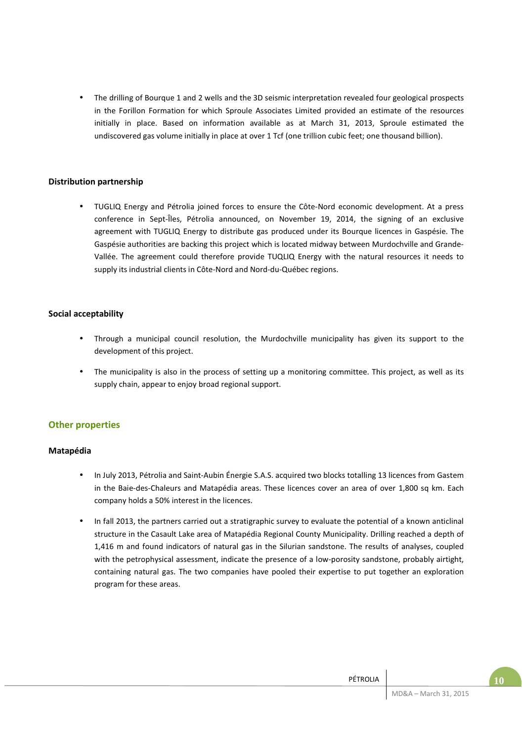- The drilling of Bourque 1 and 2 wells and the 3D seismic interpretation revealed four geological prospects in the Forillon Formation for which Sproule Associates Limited provided an estimate of the resources initially in place. Based on information available as at March 31, 2013, Sproule estimated the undiscovered gas volume initially in place at over 1 Tcf (one trillion cubic feet; one thousand billion).

**Distribution partnership**

- TUGLIQ Energy and Pétrolia joined forces to ensure the Côte-Nord economic development. At a press conference in Sept-Îles, Pétrolia announced, on November 19, 2014, the signing of an exclusive agreement with TUGLIQ Energy to distribute gas produced under its Bourque licences in Gaspésie. The Gaspésie authorities are backing this project which is located midway between Murdochville and Grande-Vallée. The agreement could therefore provide TUQLIQ Energy with the natural resources it needs to supply its industrial clients in Côte-Nord and Nord-du-Québec regions.

**Social acceptability**

- Through a municipal council resolution, the Murdochville municipality has given its support to the development of this project.
- The municipality is also in the process of setting up a monitoring committee. This project, as well as its supply chain, appear to enjoy broad regional support.

## Other properties

**Matapédia**

- In July 2013, Pétrolia and Saint-Aubin Énergie S.A.S. acquired two blocks totalling 13 licences from Gastem in the Baie-des-Chaleurs and Matapédia areas. These licences cover an area of over 1,800 sq km. Each company holds a 50% interest in the licences.
- In fall 2013, the partners carried out a stratigraphic survey to evaluate the potential of a known anticlinal structure in the Casault Lake area of Matapédia Regional County Municipality. Drilling reached a depth of 1,416 m and found indicators of natural gas in the Silurian sandstone. The results of analyses, coupled with the petrophysical assessment, indicate the presence of a low-porosity sandstone, probably airtight, containing natural gas. The two companies have pooled their expertise to put together an exploration program for these areas.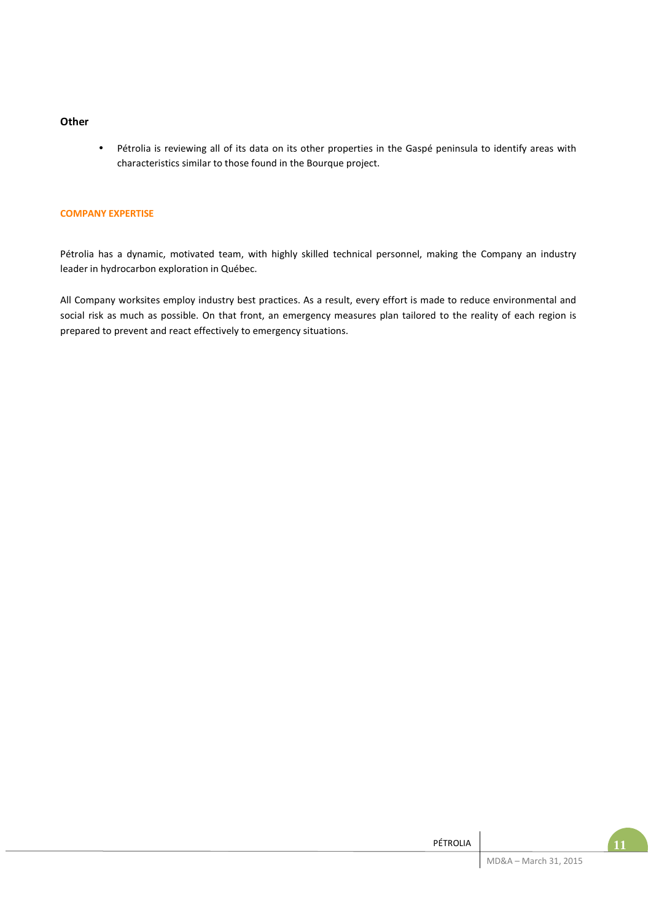### Other

- Pétrolia is reviewing all of its data on its other properties in the Gaspé peninsula to identify areas with characteristics similar to those found in the Bourque project.

## COMPANY EXPERTISE

Pétrolia has a dynamic, motivated team, with highly skilled technical personnel, making the Company an industry leader in hydrocarbon exploration in Québec.

All Company worksites employ industry best practices. As a result, every effort is made to reduce environmental and social risk as much as possible. On that front, an emergency measures plan tailored to the reality of each region is prepared to prevent and react effectively to emergency situations.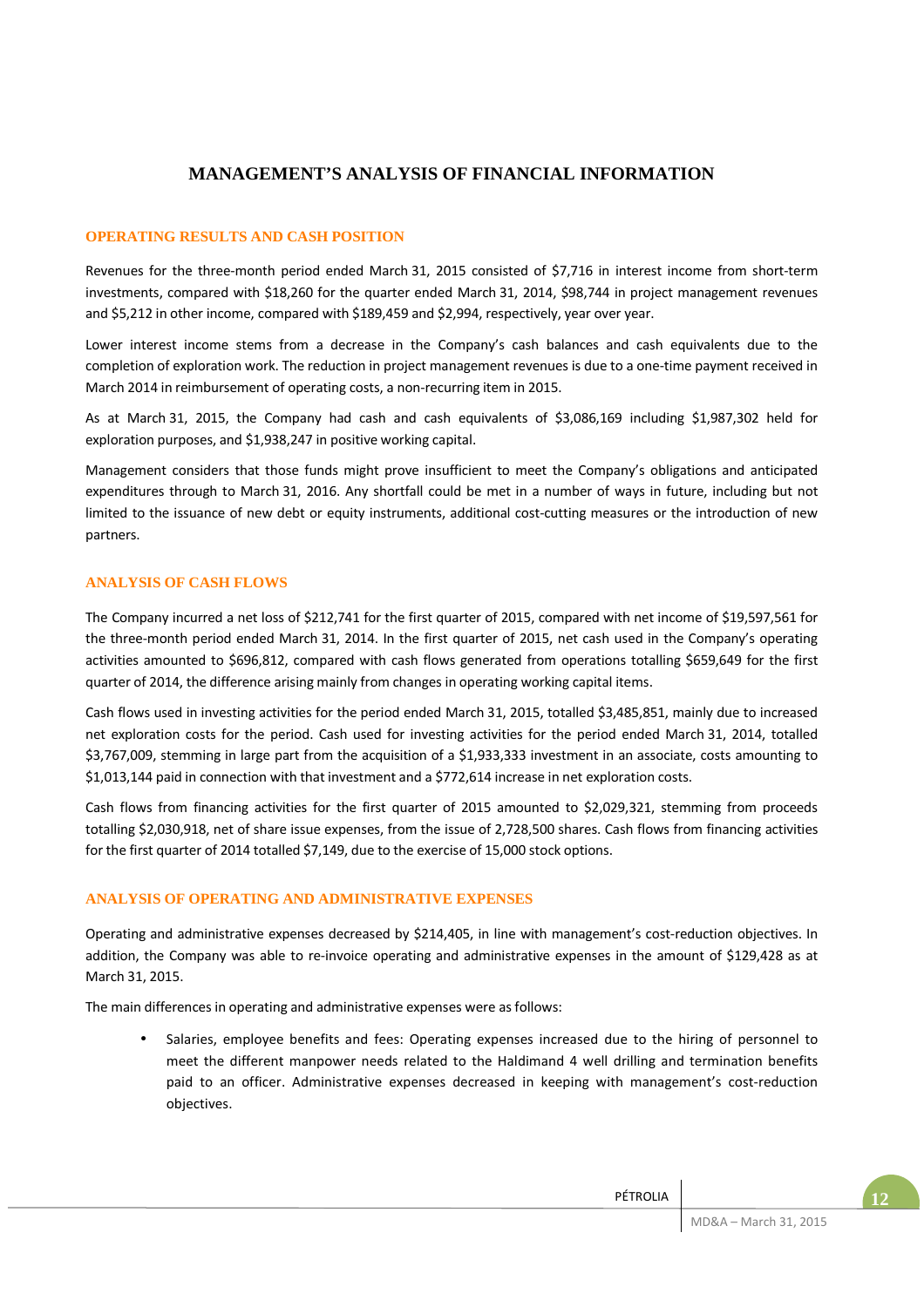# MANAGEMENT'S ANALYSIS OF FINANCIAL INFORMATION

## OPERATING RESULTS AND CASH POSITION

Revenues for the three-month period ended March 31, 2015 consisted of $7,716 in interest income from short-term investments, compared with $18,260 for the quarter ended March 31, 2014, $98,744 in project management revenues and $5,212 in other income, compared with $189,459 and $2,994, respectively, year over year.

Lower interest income stems from a decrease in the Company's cash balances and cash equivalents due to the completion of exploration work. The reduction in project management revenues is due to a one-time payment received in March 2014 in reimbursement of operating costs, a non-recurring item in 2015.

As at March 31, 2015, the Company had cash and cash equivalents of $3,086,169 including $1,987,302 held for exploration purposes, and $1,938,247 in positive working capital.

Management considers that those funds might prove insufficient to meet the Company's obligations and anticipated expenditures through to March 31, 2016. Any shortfall could be met in a number of ways in future, including but not limited to the issuance of new debt or equity instruments, additional cost-cutting measures or the introduction of new partners.

## ANALYSIS OF CASH FLOWS

The Company incurred a net loss of $212,741 for the first quarter of 2015, compared with net income of $19,597,561 for the three-month period ended March 31, 2014. In the first quarter of 2015, net cash used in the Company's operating activities amounted to $696,812, compared with cash flows generated from operations totalling $659,649 for the first quarter of 2014, the difference arising mainly from changes in operating working capital items.

Cash flows used in investing activities for the period ended March 31, 2015, totalled $3,485,851, mainly due to increased net exploration costs for the period. Cash used for investing activities for the period ended March 31, 2014, totalled $3,767,009, stemming in large part from the acquisition of a $1,933,333 investment in an associate, costs amounting to $1,013,144 paid in connection with that investment and a $772,614 increase in net exploration costs.

Cash flows from financing activities for the first quarter of 2015 amounted to $2,029,321, stemming from proceeds totalling $2,030,918, net of share issue expenses, from the issue of 2,728,500 shares. Cash flows from financing activities for the first quarter of 2014 totalled $7,149, due to the exercise of 15,000 stock options.

## ANALYSIS OF OPERATING AND ADMINISTRATIVE EXPENSES

Operating and administrative expenses decreased by $214,405, in line with management's cost-reduction objectives. In addition, the Company was able to re-invoice operating and administrative expenses in the amount of $129,428 as at March 31, 2015.

The main differences in operating and administrative expenses were as follows:

- Salaries, employee benefits and fees: Operating expenses increased due to the hiring of personnel to meet the different manpower needs related to the Haldimand 4 well drilling and termination benefits paid to an officer. Administrative expenses decreased in keeping with management's cost-reduction objectives.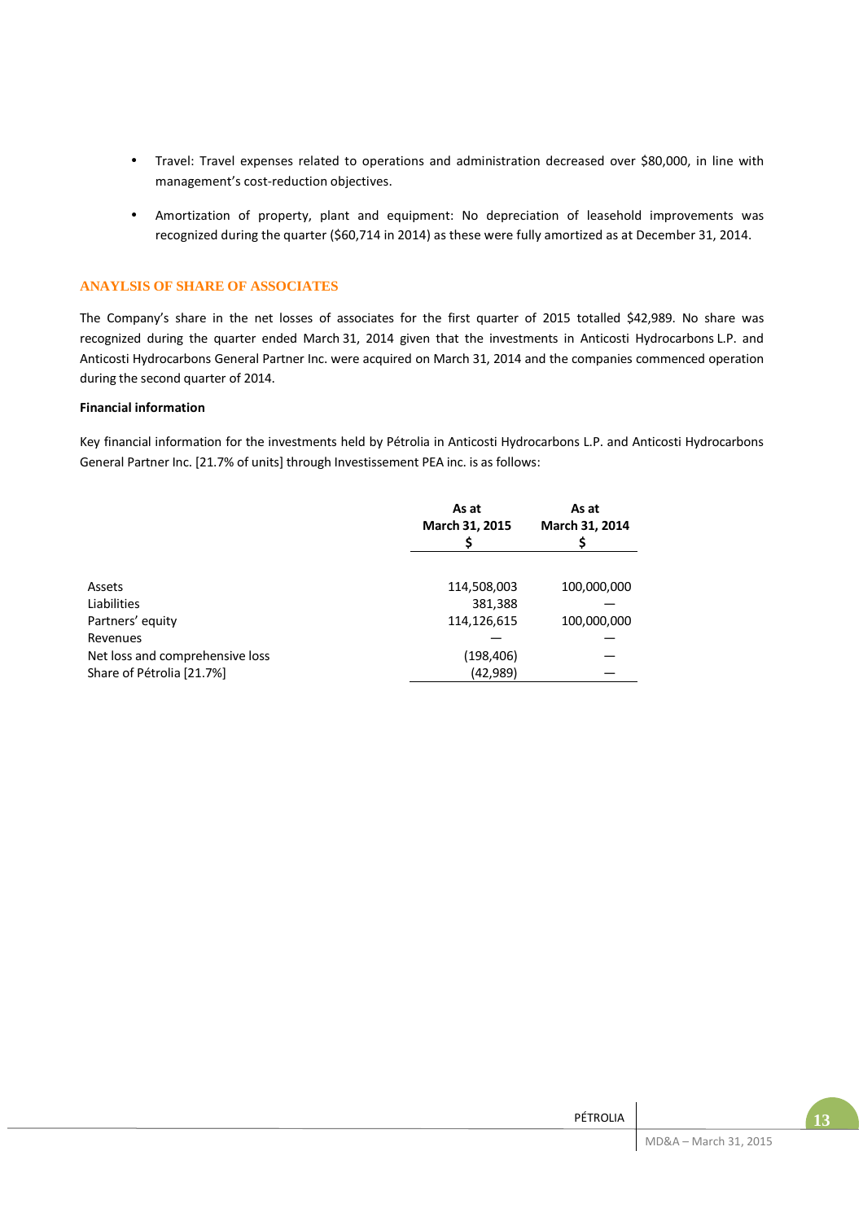- Travel: Travel expenses related to operations and administration decreased over $80,000, in line with management's cost-reduction objectives.

- Amortization of property, plant and equipment: No depreciation of leasehold improvements was recognized during the quarter ($60,714 in 2014) as these were fully amortized as at December 31, 2014.

## ANAYLSIS OF SHARE OF ASSOCIATES

The Company's share in the net losses of associates for the first quarter of 2015 totalled $42,989. No share was recognized during the quarter ended March 31, 2014 given that the investments in Anticosti Hydrocarbons L.P. and Anticosti Hydrocarbons General Partner Inc. were acquired on March 31, 2014 and the companies commenced operation during the second quarter of 2014.

**Financial information**

Key financial information for the investments held by Pétrolia in Anticosti Hydrocarbons L.P. and Anticosti Hydrocarbons General Partner Inc. [21.7% of units] through Investissement PEA inc. is as follows:

| | As at March 31, 2015 $ | As at March 31, 2014 $ |
|---|---|---|
| Assets | 114,508,003 | 100,000,000 |
| Liabilities | 381,388 | — |
| Partners' equity | 114,126,615 | 100,000,000 |
| Revenues | — | — |
| Net loss and comprehensive loss | (198,406) | — |
| Share of Pétrolia [21.7%] | (42,989) | — |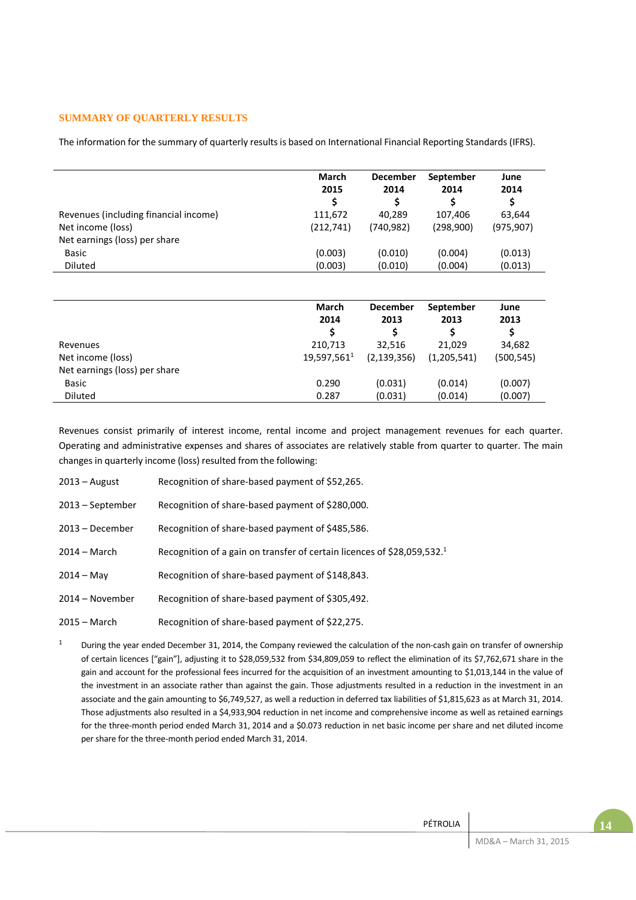## SUMMARY OF QUARTERLY RESULTS

The information for the summary of quarterly results is based on International Financial Reporting Standards (IFRS).

| | March 2015 $ | December 2014 $ | September 2014 $ | June 2014 $ |
|---|---|---|---|---|
| Revenues (including financial income) | 111,672 | 40,289 | 107,406 | 63,644 |
| Net income (loss) | (212,741) | (740,982) | (298,900) | (975,907) |
| Net earnings (loss) per share | | | | |
| Basic | (0.003) | (0.010) | (0.004) | (0.013) |
| Diluted | (0.003) | (0.010) | (0.004) | (0.013) |

| | March 2014 $ | December 2013 $ | September 2013 $ | June 2013 $ |
|---|---|---|---|---|
| Revenues | 210,713 | 32,516 | 21,029 | 34,682 |
| Net income (loss) | 19,597,561[1] | (2,139,356) | (1,205,541) | (500,545) |
| Net earnings (loss) per share | | | | |
| Basic | 0.290 | (0.031) | (0.014) | (0.007) |
| Diluted | 0.287 | (0.031) | (0.014) | (0.007) |

Revenues consist primarily of interest income, rental income and project management revenues for each quarter. Operating and administrative expenses and shares of associates are relatively stable from quarter to quarter. The main changes in quarterly income (loss) resulted from the following:

| | |
|---|---|
| 2013 – August | Recognition of share-based payment of $52,265. |
| 2013 – September | Recognition of share-based payment of $280,000. |
| 2013 – December | Recognition of share-based payment of $485,586. |
| 2014 – March | Recognition of a gain on transfer of certain licences of $28,059,532.[1] |
| 2014 – May | Recognition of share-based payment of $148,843. |
| 2014 – November | Recognition of share-based payment of $305,492. |
| 2015 – March | Recognition of share-based payment of $22,275. |

[1] During the year ended December 31, 2014, the Company reviewed the calculation of the non-cash gain on transfer of ownership of certain licences ["gain"], adjusting it to $28,059,532 from $34,809,059 to reflect the elimination of its $7,762,671 share in the gain and account for the professional fees incurred for the acquisition of an investment amounting to $1,013,144 in the value of the investment in an associate rather than against the gain. Those adjustments resulted in a reduction in the investment in an associate and the gain amounting to $6,749,527, as well a reduction in deferred tax liabilities of $1,815,623 as at March 31, 2014. Those adjustments also resulted in a $4,933,904 reduction in net income and comprehensive income as well as retained earnings for the three-month period ended March 31, 2014 and a $0.073 reduction in net basic income per share and net diluted income per share for the three-month period ended March 31, 2014.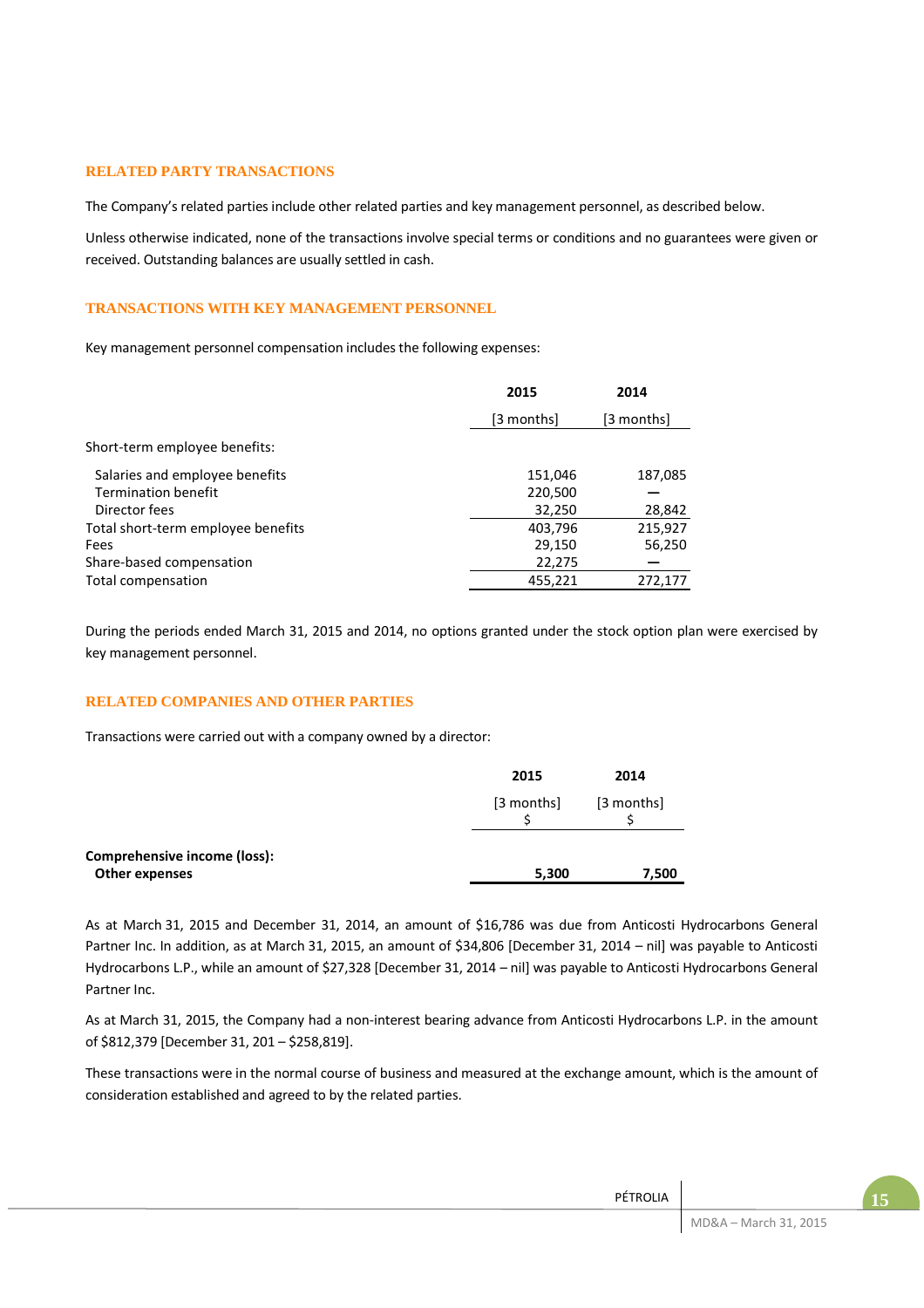## RELATED PARTY TRANSACTIONS

The Company's related parties include other related parties and key management personnel, as described below.

Unless otherwise indicated, none of the transactions involve special terms or conditions and no guarantees were given or received. Outstanding balances are usually settled in cash.

## TRANSACTIONS WITH KEY MANAGEMENT PERSONNEL

Key management personnel compensation includes the following expenses:

| | 2015 | 2014 |
|---|---|---|
| | [3 months] | [3 months] |
| Short-term employee benefits: | | |
| Salaries and employee benefits | 151,046 | 187,085 |
| Termination benefit | 220,500 | — |
| Director fees | 32,250 | 28,842 |
| Total short-term employee benefits | 403,796 | 215,927 |
| Fees | 29,150 | 56,250 |
| Share-based compensation | 22,275 | — |
| Total compensation | 455,221 | 272,177 |

During the periods ended March 31, 2015 and 2014, no options granted under the stock option plan were exercised by key management personnel.

## RELATED COMPANIES AND OTHER PARTIES

Transactions were carried out with a company owned by a director:

| | 2015 | 2014 |
|---|---|---|
| | [3 months] $ | [3 months] $ |
| **Comprehensive income (loss):** | | |
| **Other expenses** | **5,300** | **7,500** |

As at March 31, 2015 and December 31, 2014, an amount of $16,786 was due from Anticosti Hydrocarbons General Partner Inc. In addition, as at March 31, 2015, an amount of $34,806 [December 31, 2014 – nil] was payable to Anticosti Hydrocarbons L.P., while an amount of $27,328 [December 31, 2014 – nil] was payable to Anticosti Hydrocarbons General Partner Inc.

As at March 31, 2015, the Company had a non-interest bearing advance from Anticosti Hydrocarbons L.P. in the amount of $812,379 [December 31, 201 – $258,819].

These transactions were in the normal course of business and measured at the exchange amount, which is the amount of consideration established and agreed to by the related parties.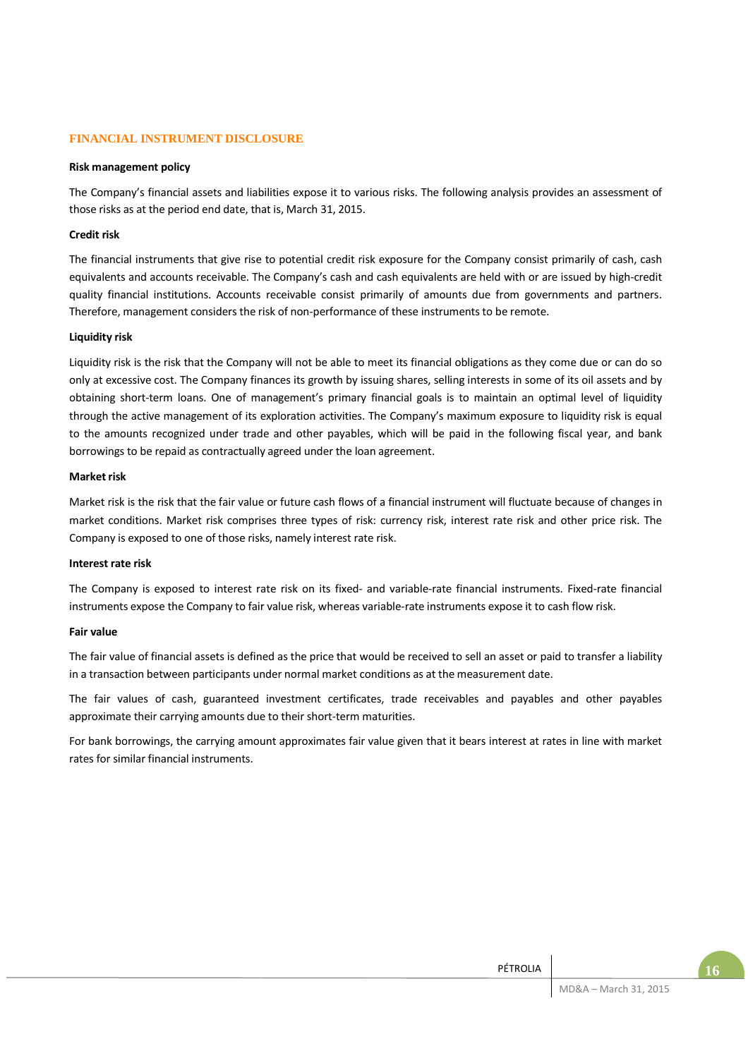## FINANCIAL INSTRUMENT DISCLOSURE

### Risk management policy

The Company's financial assets and liabilities expose it to various risks. The following analysis provides an assessment of those risks as at the period end date, that is, March 31, 2015.

### Credit risk

The financial instruments that give rise to potential credit risk exposure for the Company consist primarily of cash, cash equivalents and accounts receivable. The Company's cash and cash equivalents are held with or are issued by high-credit quality financial institutions. Accounts receivable consist primarily of amounts due from governments and partners. Therefore, management considers the risk of non-performance of these instruments to be remote.

### Liquidity risk

Liquidity risk is the risk that the Company will not be able to meet its financial obligations as they come due or can do so only at excessive cost. The Company finances its growth by issuing shares, selling interests in some of its oil assets and by obtaining short-term loans. One of management's primary financial goals is to maintain an optimal level of liquidity through the active management of its exploration activities. The Company's maximum exposure to liquidity risk is equal to the amounts recognized under trade and other payables, which will be paid in the following fiscal year, and bank borrowings to be repaid as contractually agreed under the loan agreement.

### Market risk

Market risk is the risk that the fair value or future cash flows of a financial instrument will fluctuate because of changes in market conditions. Market risk comprises three types of risk: currency risk, interest rate risk and other price risk. The Company is exposed to one of those risks, namely interest rate risk.

### Interest rate risk

The Company is exposed to interest rate risk on its fixed- and variable-rate financial instruments. Fixed-rate financial instruments expose the Company to fair value risk, whereas variable-rate instruments expose it to cash flow risk.

### Fair value

The fair value of financial assets is defined as the price that would be received to sell an asset or paid to transfer a liability in a transaction between participants under normal market conditions as at the measurement date.

The fair values of cash, guaranteed investment certificates, trade receivables and payables and other payables approximate their carrying amounts due to their short-term maturities.

For bank borrowings, the carrying amount approximates fair value given that it bears interest at rates in line with market rates for similar financial instruments.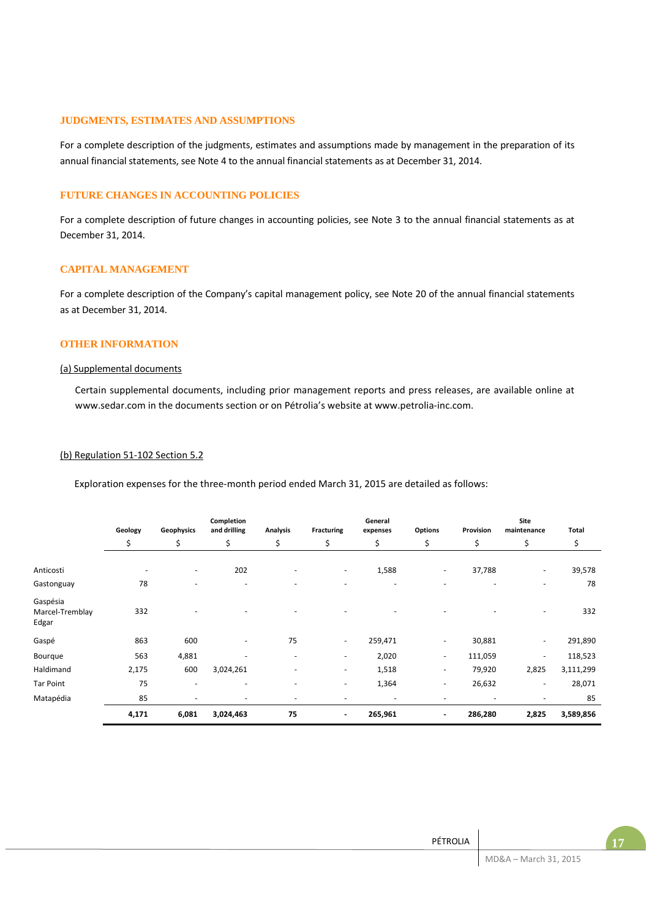## JUDGMENTS, ESTIMATES AND ASSUMPTIONS

For a complete description of the judgments, estimates and assumptions made by management in the preparation of its annual financial statements, see Note 4 to the annual financial statements as at December 31, 2014.

## FUTURE CHANGES IN ACCOUNTING POLICIES

For a complete description of future changes in accounting policies, see Note 3 to the annual financial statements as at December 31, 2014.

## CAPITAL MANAGEMENT

For a complete description of the Company's capital management policy, see Note 20 of the annual financial statements as at December 31, 2014.

## OTHER INFORMATION

(a) Supplemental documents

Certain supplemental documents, including prior management reports and press releases, are available online at www.sedar.com in the documents section or on Pétrolia's website at www.petrolia-inc.com.

(b) Regulation 51-102 Section 5.2

Exploration expenses for the three-month period ended March 31, 2015 are detailed as follows:

| | Geology | Geophysics | Completion and drilling | Analysis | Fracturing | General expenses | Options | Provision | Site maintenance | Total |
|---|---|---|---|---|---|---|---|---|---|---|
| | $ | $ | $ | $ | $ | $ | $ | $ | $ | $ |
| Anticosti | - | - | 202 | - | - | 1,588 | - | 37,788 | - | 39,578 |
| Gastonguay | 78 | - | - | - | - | - | - | - | - | 78 |
| Gaspésia Marcel-Tremblay Edgar | 332 | - | - | - | - | - | - | - | - | 332 |
| Gaspé | 863 | 600 | - | 75 | - | 259,471 | - | 30,881 | - | 291,890 |
| Bourque | 563 | 4,881 | - | - | - | 2,020 | - | 111,059 | - | 118,523 |
| Haldimand | 2,175 | 600 | 3,024,261 | - | - | 1,518 | - | 79,920 | 2,825 | 3,111,299 |
| Tar Point | 75 | - | - | - | - | 1,364 | - | 26,632 | - | 28,071 |
| Matapédia | 85 | - | - | - | - | - | - | - | - | 85 |
| | **4,171** | **6,081** | **3,024,463** | **75** | **-** | **265,961** | **-** | **286,280** | **2,825** | **3,589,856** |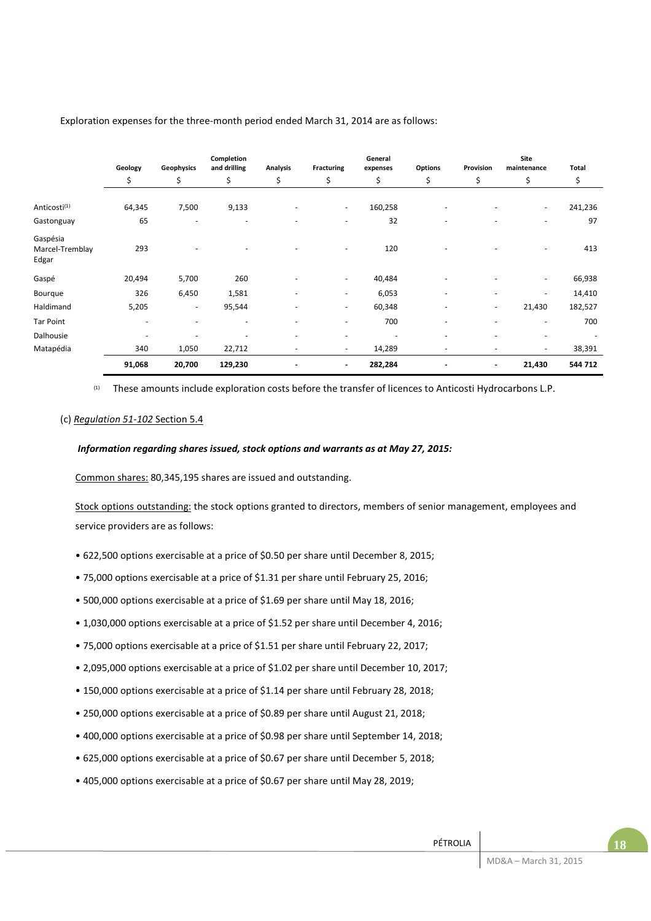Exploration expenses for the three-month period ended March 31, 2014 are as follows:

| | Geology | Geophysics | Completion and drilling | Analysis | Fracturing | General expenses | Options | Provision | Site maintenance | Total |
|---|---|---|---|---|---|---|---|---|---|---|
| | $ | $ | $ | $ | $ | $ | $ | $ | $ | $ |
| Anticosti[(1)] | 64,345 | 7,500 | 9,133 | - | - | 160,258 | - | - | - | 241,236 |
| Gastonguay | 65 | - | - | - | - | 32 | - | - | - | 97 |
| Gaspésia Marcel-Tremblay Edgar | 293 | - | - | - | - | 120 | - | - | - | 413 |
| Gaspé | 20,494 | 5,700 | 260 | - | - | 40,484 | - | - | - | 66,938 |
| Bourque | 326 | 6,450 | 1,581 | - | - | 6,053 | - | - | - | 14,410 |
| Haldimand | 5,205 | - | 95,544 | - | - | 60,348 | - | - | 21,430 | 182,527 |
| Tar Point | - | - | - | - | - | 700 | - | - | - | 700 |
| Dalhousie | - | - | - | - | - | - | - | - | - | - |
| Matapédia | 340 | 1,050 | 22,712 | - | - | 14,289 | - | - | - | 38,391 |
| | **91,068** | **20,700** | **129,230** | **-** | **-** | **282,284** | **-** | **-** | **21,430** | **544 712** |

(1) These amounts include exploration costs before the transfer of licences to Anticosti Hydrocarbons L.P.

(c) *Regulation 51-102* Section 5.4

***Information regarding shares issued, stock options and warrants as at May 27, 2015:***

Common shares: 80,345,195 shares are issued and outstanding.

Stock options outstanding: the stock options granted to directors, members of senior management, employees and service providers are as follows:

- 622,500 options exercisable at a price of $0.50 per share until December 8, 2015;
- 75,000 options exercisable at a price of $1.31 per share until February 25, 2016;
- 500,000 options exercisable at a price of $1.69 per share until May 18, 2016;
- 1,030,000 options exercisable at a price of $1.52 per share until December 4, 2016;
- 75,000 options exercisable at a price of $1.51 per share until February 22, 2017;
- 2,095,000 options exercisable at a price of $1.02 per share until December 10, 2017;
- 150,000 options exercisable at a price of $1.14 per share until February 28, 2018;
- 250,000 options exercisable at a price of $0.89 per share until August 21, 2018;
- 400,000 options exercisable at a price of $0.98 per share until September 14, 2018;
- 625,000 options exercisable at a price of $0.67 per share until December 5, 2018;
- 405,000 options exercisable at a price of $0.67 per share until May 28, 2019;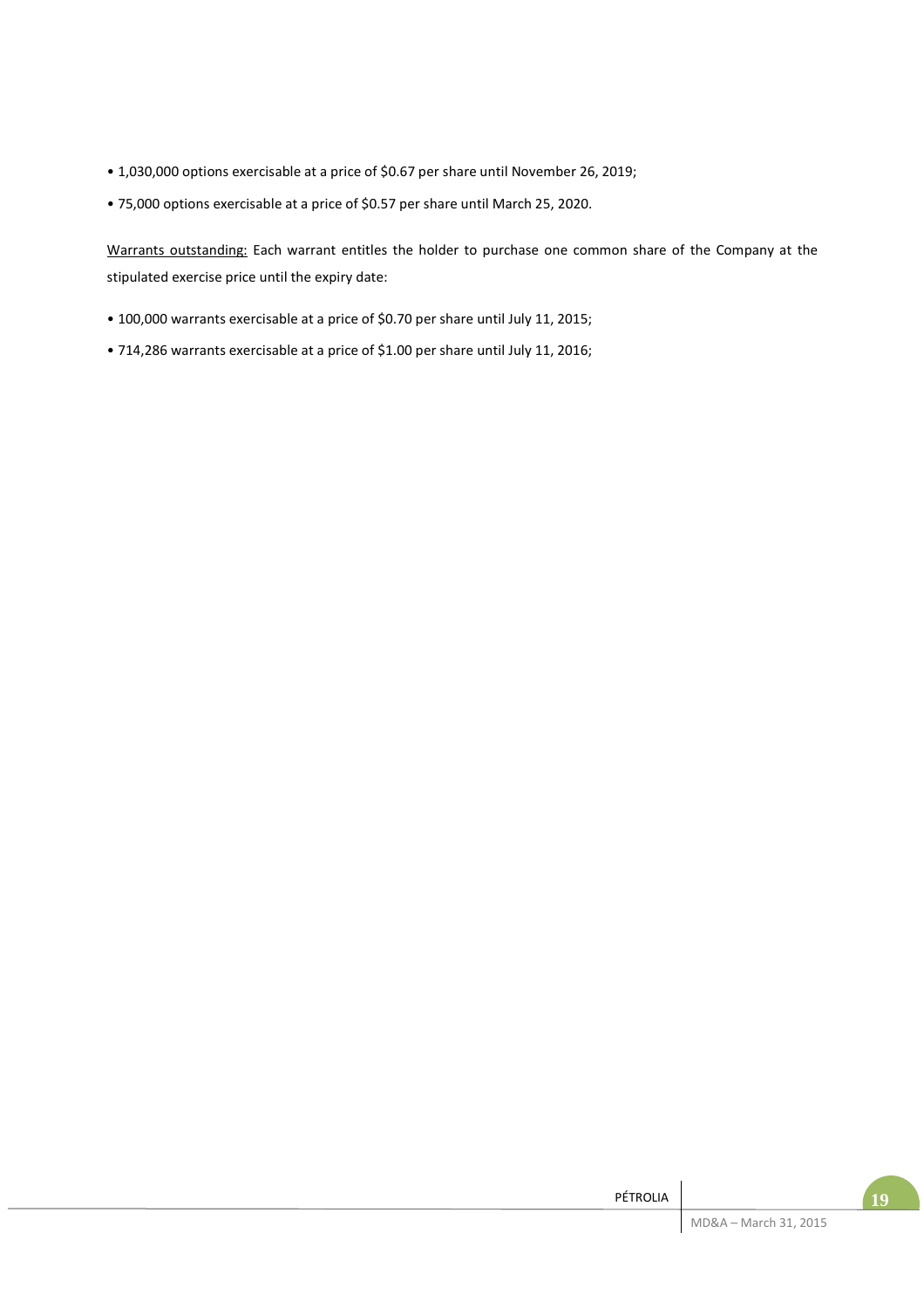- 1,030,000 options exercisable at a price of $0.67 per share until November 26, 2019;
- 75,000 options exercisable at a price of $0.57 per share until March 25, 2020.

Warrants outstanding: Each warrant entitles the holder to purchase one common share of the Company at the stipulated exercise price until the expiry date:

- 100,000 warrants exercisable at a price of $0.70 per share until July 11, 2015;
- 714,286 warrants exercisable at a price of $1.00 per share until July 11, 2016;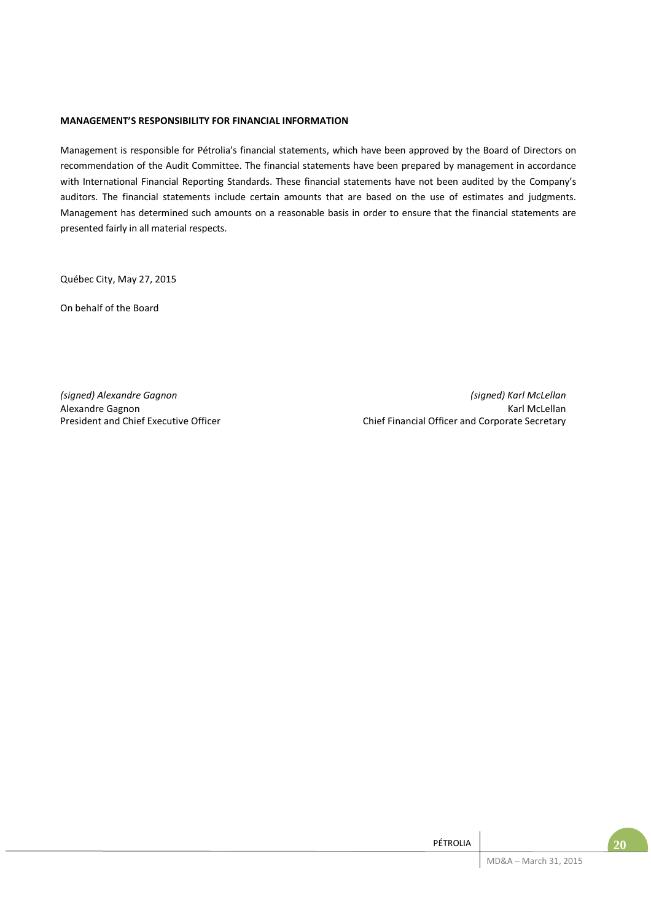**MANAGEMENT'S RESPONSIBILITY FOR FINANCIAL INFORMATION**

Management is responsible for Pétrolia's financial statements, which have been approved by the Board of Directors on recommendation of the Audit Committee. The financial statements have been prepared by management in accordance with International Financial Reporting Standards. These financial statements have not been audited by the Company's auditors. The financial statements include certain amounts that are based on the use of estimates and judgments. Management has determined such amounts on a reasonable basis in order to ensure that the financial statements are presented fairly in all material respects.

Québec City, May 27, 2015

On behalf of the Board

*(signed) Alexandre Gagnon*
Alexandre Gagnon
President and Chief Executive Officer

*(signed) Karl McLellan*
Karl McLellan
Chief Financial Officer and Corporate Secretary